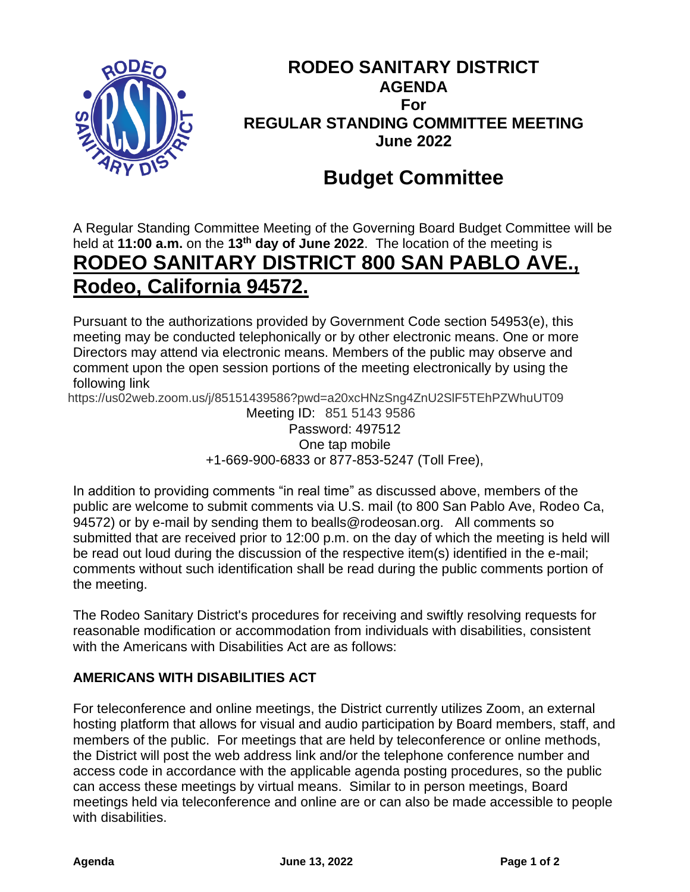# RODEO SANITARY DISTRICT
## AGENDA
## For
## REGULAR STANDING COMMITTEE MEETING
## June 2022

# Budget Committee

A Regular Standing Committee Meeting of the Governing Board Budget Committee will be held at **11:00 a.m.** on the **13th day of June 2022**. The location of the meeting is

## RODEO SANITARY DISTRICT 800 SAN PABLO AVE., Rodeo, California 94572.

Pursuant to the authorizations provided by Government Code section 54953(e), this meeting may be conducted telephonically or by other electronic means. One or more Directors may attend via electronic means. Members of the public may observe and comment upon the open session portions of the meeting electronically by using the following link

https://us02web.zoom.us/j/85151439586?pwd=a20xcHNzSng4ZnU2SlF5TEhPZWhuUT09

Meeting ID: 851 5143 9586

Password: 497512

One tap mobile

+1-669-900-6833 or 877-853-5247 (Toll Free),

In addition to providing comments "in real time" as discussed above, members of the public are welcome to submit comments via U.S. mail (to 800 San Pablo Ave, Rodeo Ca, 94572) or by e-mail by sending them to bealls@rodeosan.org. All comments so submitted that are received prior to 12:00 p.m. on the day of which the meeting is held will be read out loud during the discussion of the respective item(s) identified in the e-mail; comments without such identification shall be read during the public comments portion of the meeting.

The Rodeo Sanitary District's procedures for receiving and swiftly resolving requests for reasonable modification or accommodation from individuals with disabilities, consistent with the Americans with Disabilities Act are as follows:

### AMERICANS WITH DISABILITIES ACT

For teleconference and online meetings, the District currently utilizes Zoom, an external hosting platform that allows for visual and audio participation by Board members, staff, and members of the public. For meetings that are held by teleconference or online methods, the District will post the web address link and/or the telephone conference number and access code in accordance with the applicable agenda posting procedures, so the public can access these meetings by virtual means. Similar to in person meetings, Board meetings held via teleconference and online are or can also be made accessible to people with disabilities.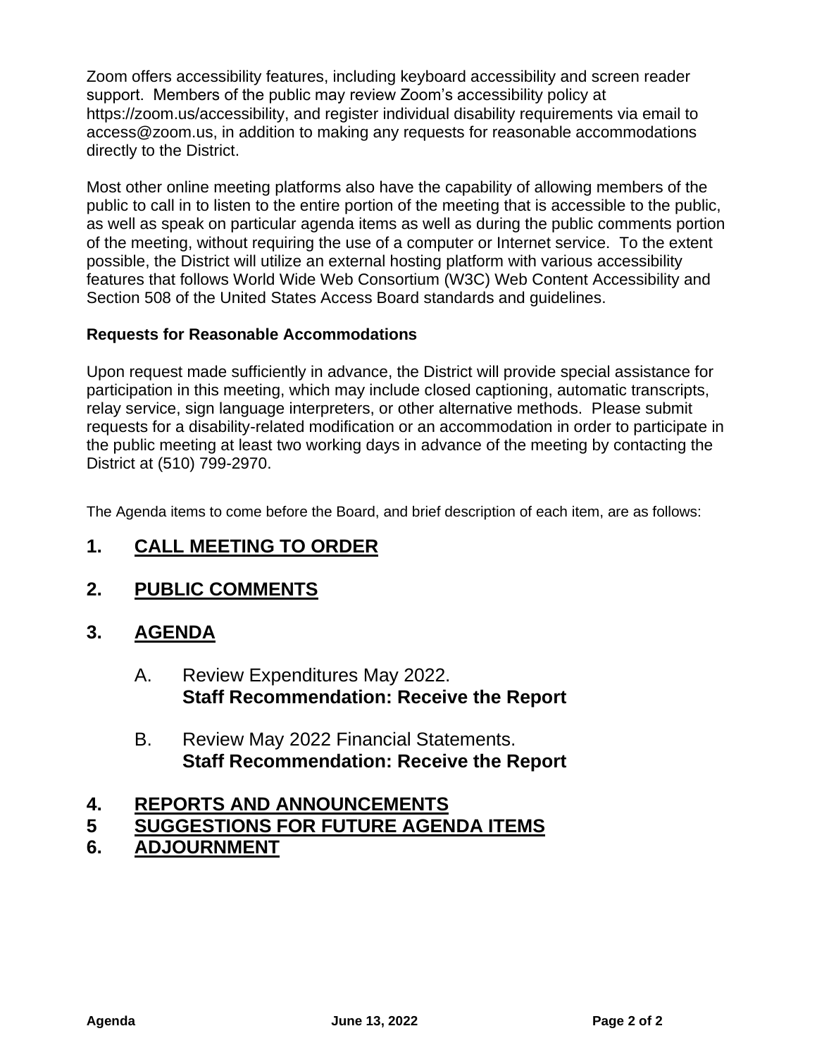Zoom offers accessibility features, including keyboard accessibility and screen reader support. Members of the public may review Zoom's accessibility policy at https://zoom.us/accessibility, and register individual disability requirements via email to access@zoom.us, in addition to making any requests for reasonable accommodations directly to the District.

Most other online meeting platforms also have the capability of allowing members of the public to call in to listen to the entire portion of the meeting that is accessible to the public, as well as speak on particular agenda items as well as during the public comments portion of the meeting, without requiring the use of a computer or Internet service. To the extent possible, the District will utilize an external hosting platform with various accessibility features that follows World Wide Web Consortium (W3C) Web Content Accessibility and Section 508 of the United States Access Board standards and guidelines.

**Requests for Reasonable Accommodations**

Upon request made sufficiently in advance, the District will provide special assistance for participation in this meeting, which may include closed captioning, automatic transcripts, relay service, sign language interpreters, or other alternative methods. Please submit requests for a disability-related modification or an accommodation in order to participate in the public meeting at least two working days in advance of the meeting by contacting the District at (510) 799-2970.

The Agenda items to come before the Board, and brief description of each item, are as follows:

## 1. CALL MEETING TO ORDER

## 2. PUBLIC COMMENTS

## 3. AGENDA

A. Review Expenditures May 2022.
**Staff Recommendation: Receive the Report**

B. Review May 2022 Financial Statements.
**Staff Recommendation: Receive the Report**

## 4. REPORTS AND ANNOUNCEMENTS

## 5 SUGGESTIONS FOR FUTURE AGENDA ITEMS

## 6. ADJOURNMENT